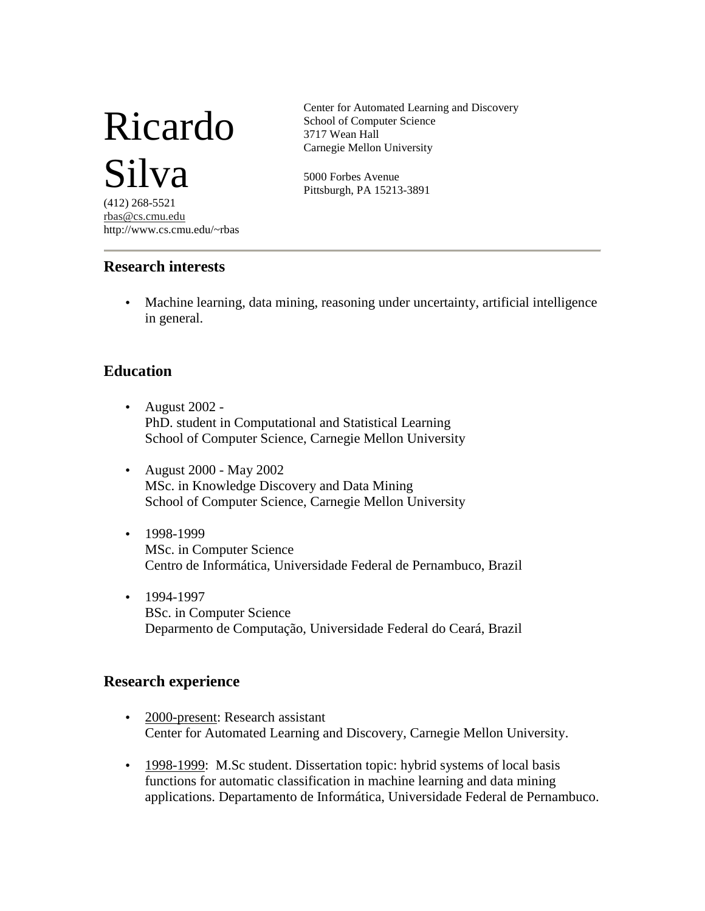# Ricardo Silva

(412) 268-5521
rbas@cs.cmu.edu
http://www.cs.cmu.edu/~rbas

Center for Automated Learning and Discovery
School of Computer Science
3717 Wean Hall
Carnegie Mellon University

5000 Forbes Avenue
Pittsburgh, PA 15213-3891

---

## Research interests

- Machine learning, data mining, reasoning under uncertainty, artificial intelligence in general.

## Education

- August 2002 -
  PhD. student in Computational and Statistical Learning
  School of Computer Science, Carnegie Mellon University

- August 2000 - May 2002
  MSc. in Knowledge Discovery and Data Mining
  School of Computer Science, Carnegie Mellon University

- 1998-1999
  MSc. in Computer Science
  Centro de Informática, Universidade Federal de Pernambuco, Brazil

- 1994-1997
  BSc. in Computer Science
  Deparmento de Computação, Universidade Federal do Ceará, Brazil

## Research experience

- 2000-present: Research assistant
  Center for Automated Learning and Discovery, Carnegie Mellon University.

- 1998-1999: M.Sc student. Dissertation topic: hybrid systems of local basis functions for automatic classification in machine learning and data mining applications. Departamento de Informática, Universidade Federal de Pernambuco.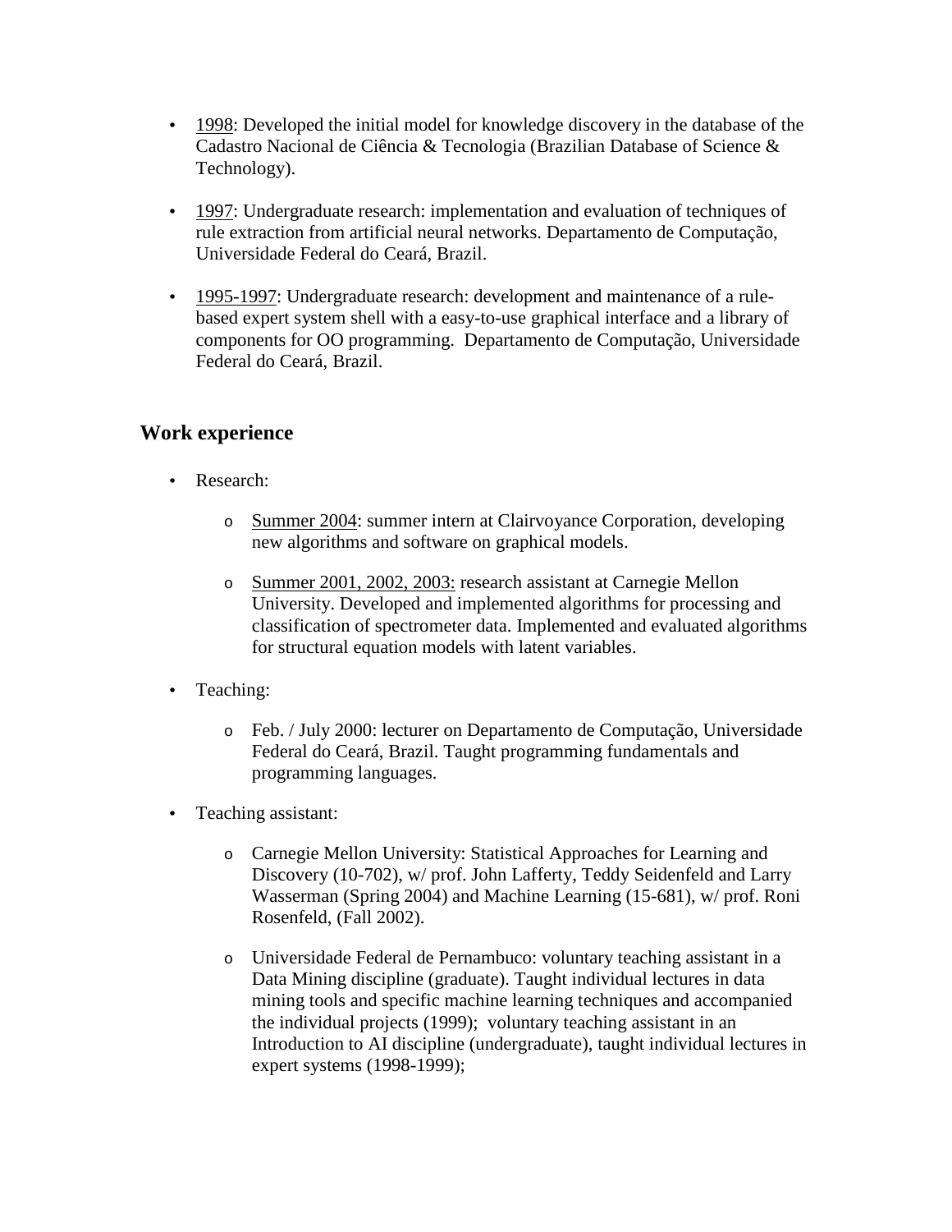- 1998: Developed the initial model for knowledge discovery in the database of the Cadastro Nacional de Ciência & Tecnologia (Brazilian Database of Science & Technology).

- 1997: Undergraduate research: implementation and evaluation of techniques of rule extraction from artificial neural networks. Departamento de Computação, Universidade Federal do Ceará, Brazil.

- 1995-1997: Undergraduate research: development and maintenance of a rule-based expert system shell with a easy-to-use graphical interface and a library of components for OO programming. Departamento de Computação, Universidade Federal do Ceará, Brazil.

## Work experience

- Research:
  - Summer 2004: summer intern at Clairvoyance Corporation, developing new algorithms and software on graphical models.
  - Summer 2001, 2002, 2003: research assistant at Carnegie Mellon University. Developed and implemented algorithms for processing and classification of spectrometer data. Implemented and evaluated algorithms for structural equation models with latent variables.

- Teaching:
  - Feb. / July 2000: lecturer on Departamento de Computação, Universidade Federal do Ceará, Brazil. Taught programming fundamentals and programming languages.

- Teaching assistant:
  - Carnegie Mellon University: Statistical Approaches for Learning and Discovery (10-702), w/ prof. John Lafferty, Teddy Seidenfeld and Larry Wasserman (Spring 2004) and Machine Learning (15-681), w/ prof. Roni Rosenfeld, (Fall 2002).
  - Universidade Federal de Pernambuco: voluntary teaching assistant in a Data Mining discipline (graduate). Taught individual lectures in data mining tools and specific machine learning techniques and accompanied the individual projects (1999); voluntary teaching assistant in an Introduction to AI discipline (undergraduate), taught individual lectures in expert systems (1998-1999);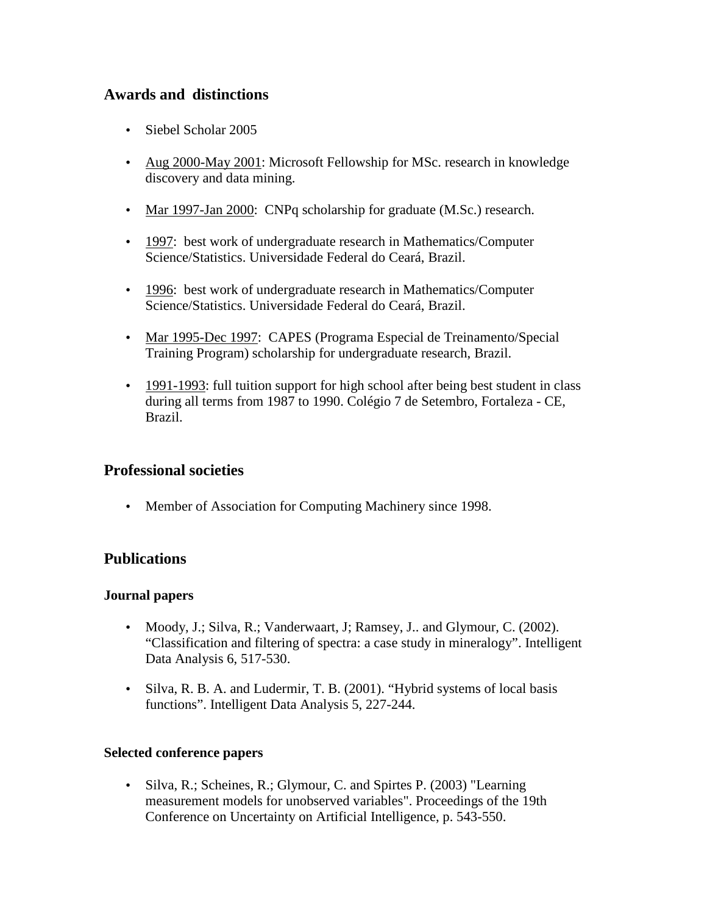## Awards and distinctions

- Siebel Scholar 2005
- Aug 2000-May 2001: Microsoft Fellowship for MSc. research in knowledge discovery and data mining.
- Mar 1997-Jan 2000: CNPq scholarship for graduate (M.Sc.) research.
- 1997: best work of undergraduate research in Mathematics/Computer Science/Statistics. Universidade Federal do Ceará, Brazil.
- 1996: best work of undergraduate research in Mathematics/Computer Science/Statistics. Universidade Federal do Ceará, Brazil.
- Mar 1995-Dec 1997: CAPES (Programa Especial de Treinamento/Special Training Program) scholarship for undergraduate research, Brazil.
- 1991-1993: full tuition support for high school after being best student in class during all terms from 1987 to 1990. Colégio 7 de Setembro, Fortaleza - CE, Brazil.

## Professional societies

- Member of Association for Computing Machinery since 1998.

## Publications

### Journal papers

- Moody, J.; Silva, R.; Vanderwaart, J; Ramsey, J.. and Glymour, C. (2002). "Classification and filtering of spectra: a case study in mineralogy". Intelligent Data Analysis 6, 517-530.
- Silva, R. B. A. and Ludermir, T. B. (2001). "Hybrid systems of local basis functions". Intelligent Data Analysis 5, 227-244.

### Selected conference papers

- Silva, R.; Scheines, R.; Glymour, C. and Spirtes P. (2003) "Learning measurement models for unobserved variables". Proceedings of the 19th Conference on Uncertainty on Artificial Intelligence, p. 543-550.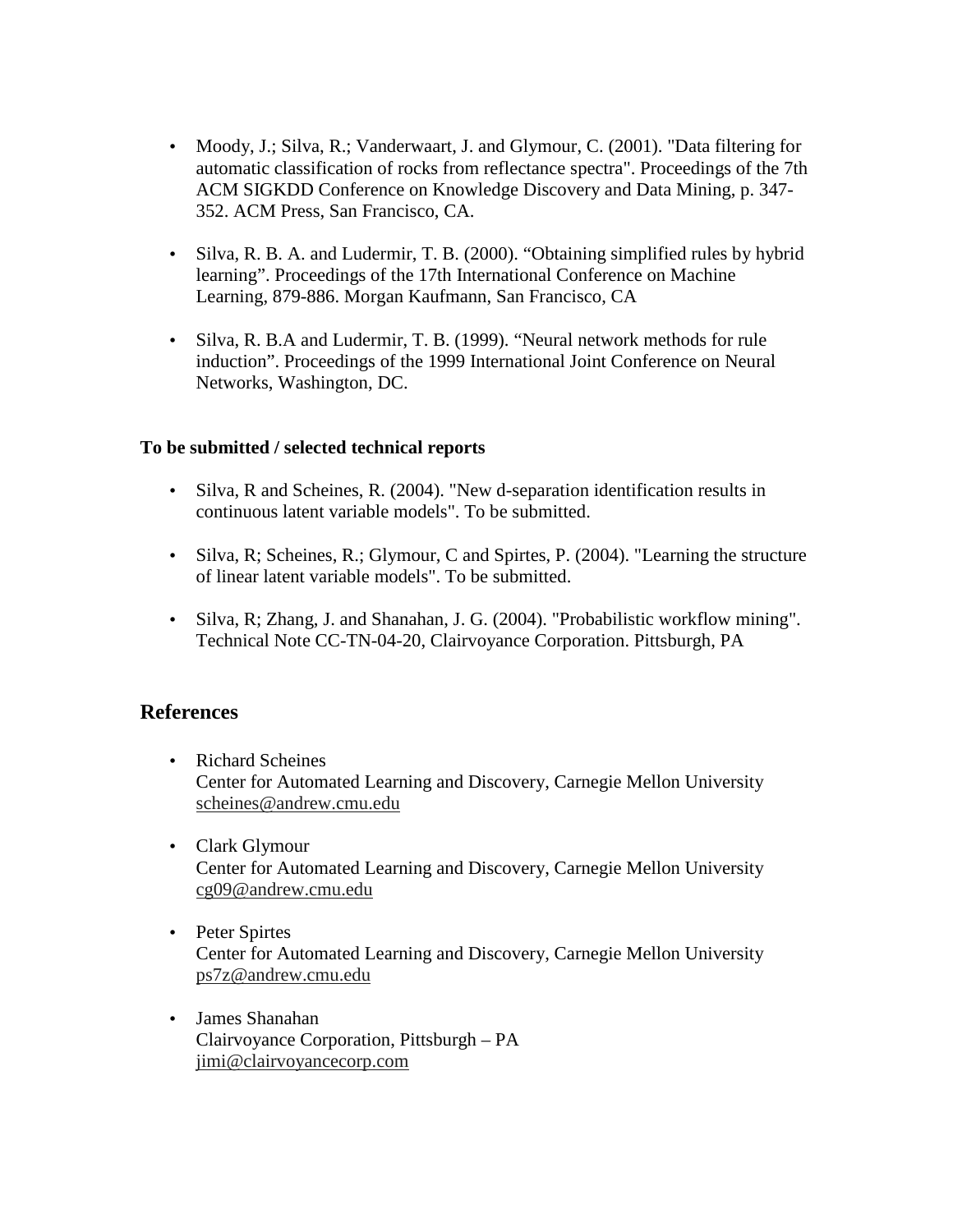- Moody, J.; Silva, R.; Vanderwaart, J. and Glymour, C. (2001). "Data filtering for automatic classification of rocks from reflectance spectra". Proceedings of the 7th ACM SIGKDD Conference on Knowledge Discovery and Data Mining, p. 347-352. ACM Press, San Francisco, CA.

- Silva, R. B. A. and Ludermir, T. B. (2000). "Obtaining simplified rules by hybrid learning". Proceedings of the 17th International Conference on Machine Learning, 879-886. Morgan Kaufmann, San Francisco, CA

- Silva, R. B.A and Ludermir, T. B. (1999). "Neural network methods for rule induction". Proceedings of the 1999 International Joint Conference on Neural Networks, Washington, DC.

**To be submitted / selected technical reports**

- Silva, R and Scheines, R. (2004). "New d-separation identification results in continuous latent variable models". To be submitted.

- Silva, R; Scheines, R.; Glymour, C and Spirtes, P. (2004). "Learning the structure of linear latent variable models". To be submitted.

- Silva, R; Zhang, J. and Shanahan, J. G. (2004). "Probabilistic workflow mining". Technical Note CC-TN-04-20, Clairvoyance Corporation. Pittsburgh, PA

## References

- Richard Scheines
  Center for Automated Learning and Discovery, Carnegie Mellon University
  scheines@andrew.cmu.edu

- Clark Glymour
  Center for Automated Learning and Discovery, Carnegie Mellon University
  cg09@andrew.cmu.edu

- Peter Spirtes
  Center for Automated Learning and Discovery, Carnegie Mellon University
  ps7z@andrew.cmu.edu

- James Shanahan
  Clairvoyance Corporation, Pittsburgh – PA
  jimi@clairvoyancecorp.com